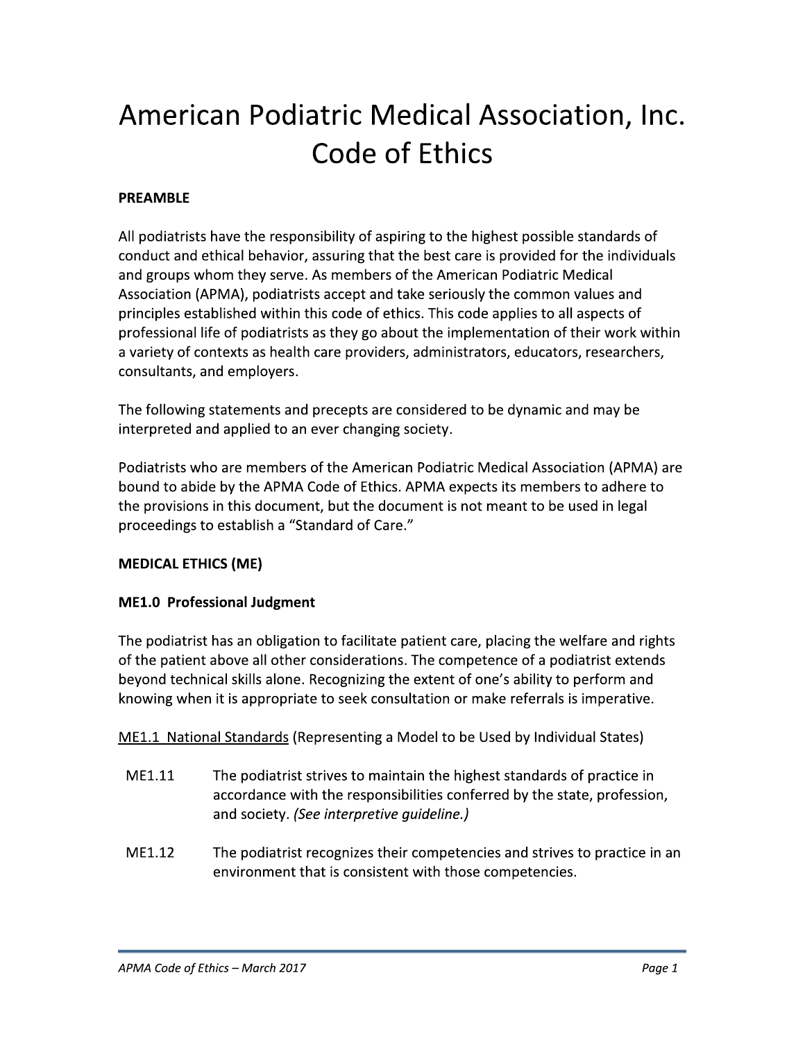# American Podiatric Medical Association, Inc. Code of Ethics

**PREAMBLE**

All podiatrists have the responsibility of aspiring to the highest possible standards of conduct and ethical behavior, assuring that the best care is provided for the individuals and groups whom they serve. As members of the American Podiatric Medical Association (APMA), podiatrists accept and take seriously the common values and principles established within this code of ethics. This code applies to all aspects of professional life of podiatrists as they go about the implementation of their work within a variety of contexts as health care providers, administrators, educators, researchers, consultants, and employers.

The following statements and precepts are considered to be dynamic and may be interpreted and applied to an ever changing society.

Podiatrists who are members of the American Podiatric Medical Association (APMA) are bound to abide by the APMA Code of Ethics. APMA expects its members to adhere to the provisions in this document, but the document is not meant to be used in legal proceedings to establish a "Standard of Care."

**MEDICAL ETHICS (ME)**

**ME1.0 Professional Judgment**

The podiatrist has an obligation to facilitate patient care, placing the welfare and rights of the patient above all other considerations. The competence of a podiatrist extends beyond technical skills alone. Recognizing the extent of one's ability to perform and knowing when it is appropriate to seek consultation or make referrals is imperative.

<u>ME1.1 National Standards</u> (Representing a Model to be Used by Individual States)

ME1.11 The podiatrist strives to maintain the highest standards of practice in accordance with the responsibilities conferred by the state, profession, and society. *(See interpretive guideline.)*

ME1.12 The podiatrist recognizes their competencies and strives to practice in an environment that is consistent with those competencies.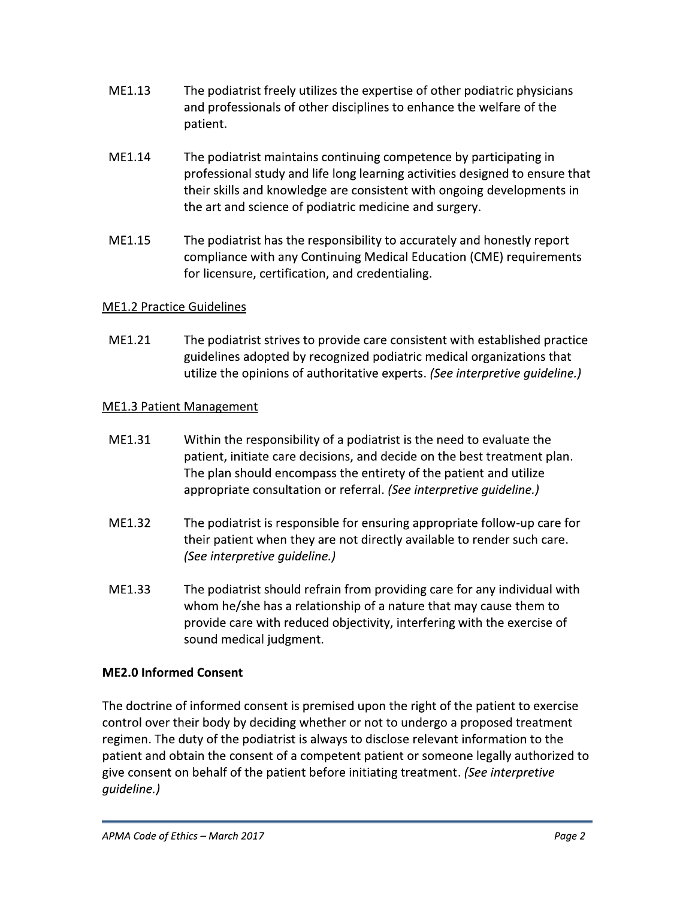ME1.13 The podiatrist freely utilizes the expertise of other podiatric physicians and professionals of other disciplines to enhance the welfare of the patient.

ME1.14 The podiatrist maintains continuing competence by participating in professional study and life long learning activities designed to ensure that their skills and knowledge are consistent with ongoing developments in the art and science of podiatric medicine and surgery.

ME1.15 The podiatrist has the responsibility to accurately and honestly report compliance with any Continuing Medical Education (CME) requirements for licensure, certification, and credentialing.

<u>ME1.2 Practice Guidelines</u>

ME1.21 The podiatrist strives to provide care consistent with established practice guidelines adopted by recognized podiatric medical organizations that utilize the opinions of authoritative experts. *(See interpretive guideline.)*

<u>ME1.3 Patient Management</u>

ME1.31 Within the responsibility of a podiatrist is the need to evaluate the patient, initiate care decisions, and decide on the best treatment plan. The plan should encompass the entirety of the patient and utilize appropriate consultation or referral. *(See interpretive guideline.)*

ME1.32 The podiatrist is responsible for ensuring appropriate follow-up care for their patient when they are not directly available to render such care. *(See interpretive guideline.)*

ME1.33 The podiatrist should refrain from providing care for any individual with whom he/she has a relationship of a nature that may cause them to provide care with reduced objectivity, interfering with the exercise of sound medical judgment.

**ME2.0 Informed Consent**

The doctrine of informed consent is premised upon the right of the patient to exercise control over their body by deciding whether or not to undergo a proposed treatment regimen. The duty of the podiatrist is always to disclose relevant information to the patient and obtain the consent of a competent patient or someone legally authorized to give consent on behalf of the patient before initiating treatment. *(See interpretive guideline.)*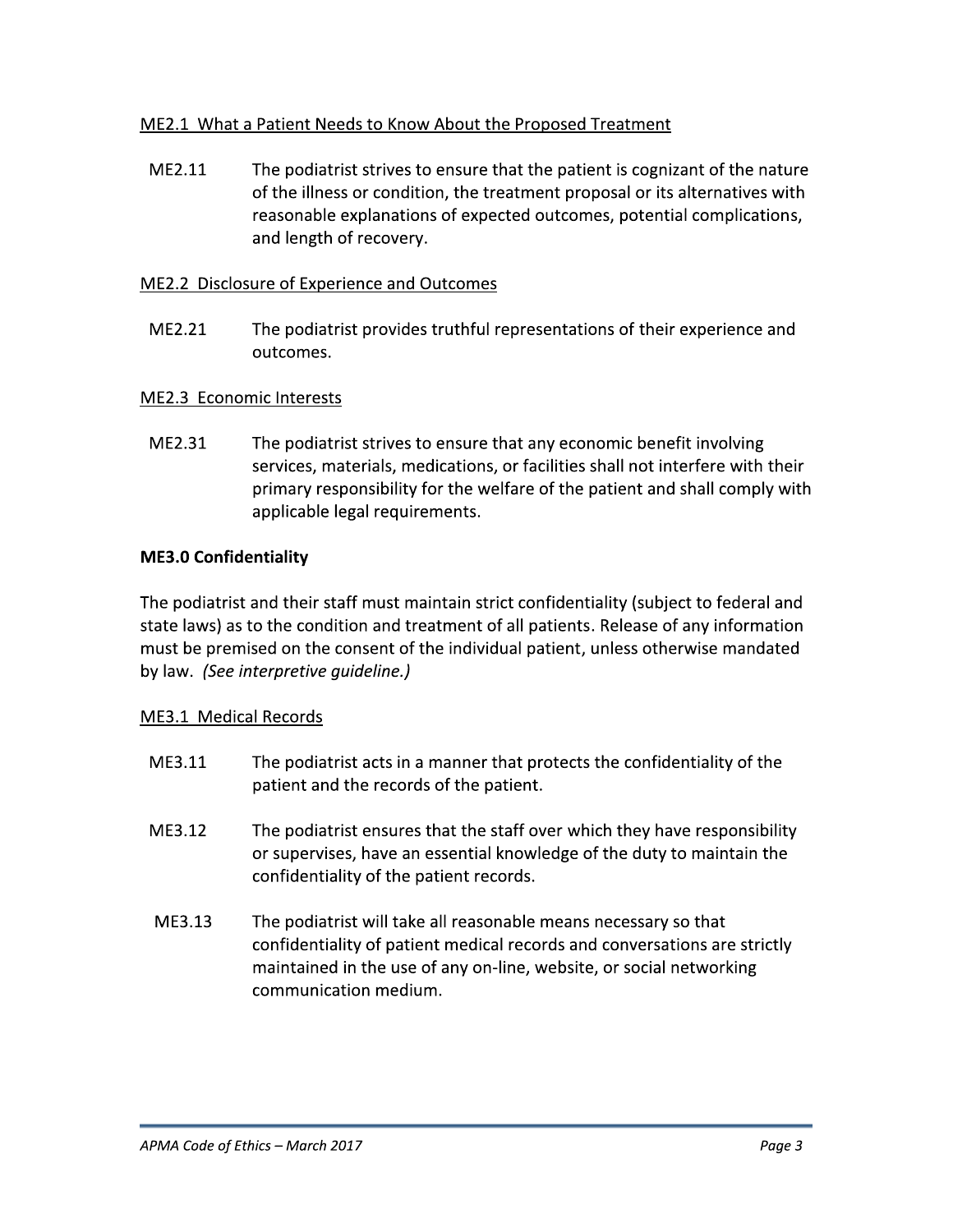ME2.1 What a Patient Needs to Know About the Proposed Treatment

ME2.11 The podiatrist strives to ensure that the patient is cognizant of the nature of the illness or condition, the treatment proposal or its alternatives with reasonable explanations of expected outcomes, potential complications, and length of recovery.

ME2.2 Disclosure of Experience and Outcomes

ME2.21 The podiatrist provides truthful representations of their experience and outcomes.

ME2.3 Economic Interests

ME2.31 The podiatrist strives to ensure that any economic benefit involving services, materials, medications, or facilities shall not interfere with their primary responsibility for the welfare of the patient and shall comply with applicable legal requirements.

## ME3.0 Confidentiality

The podiatrist and their staff must maintain strict confidentiality (subject to federal and state laws) as to the condition and treatment of all patients. Release of any information must be premised on the consent of the individual patient, unless otherwise mandated by law. *(See interpretive guideline.)*

ME3.1 Medical Records

ME3.11 The podiatrist acts in a manner that protects the confidentiality of the patient and the records of the patient.

ME3.12 The podiatrist ensures that the staff over which they have responsibility or supervises, have an essential knowledge of the duty to maintain the confidentiality of the patient records.

ME3.13 The podiatrist will take all reasonable means necessary so that confidentiality of patient medical records and conversations are strictly maintained in the use of any on-line, website, or social networking communication medium.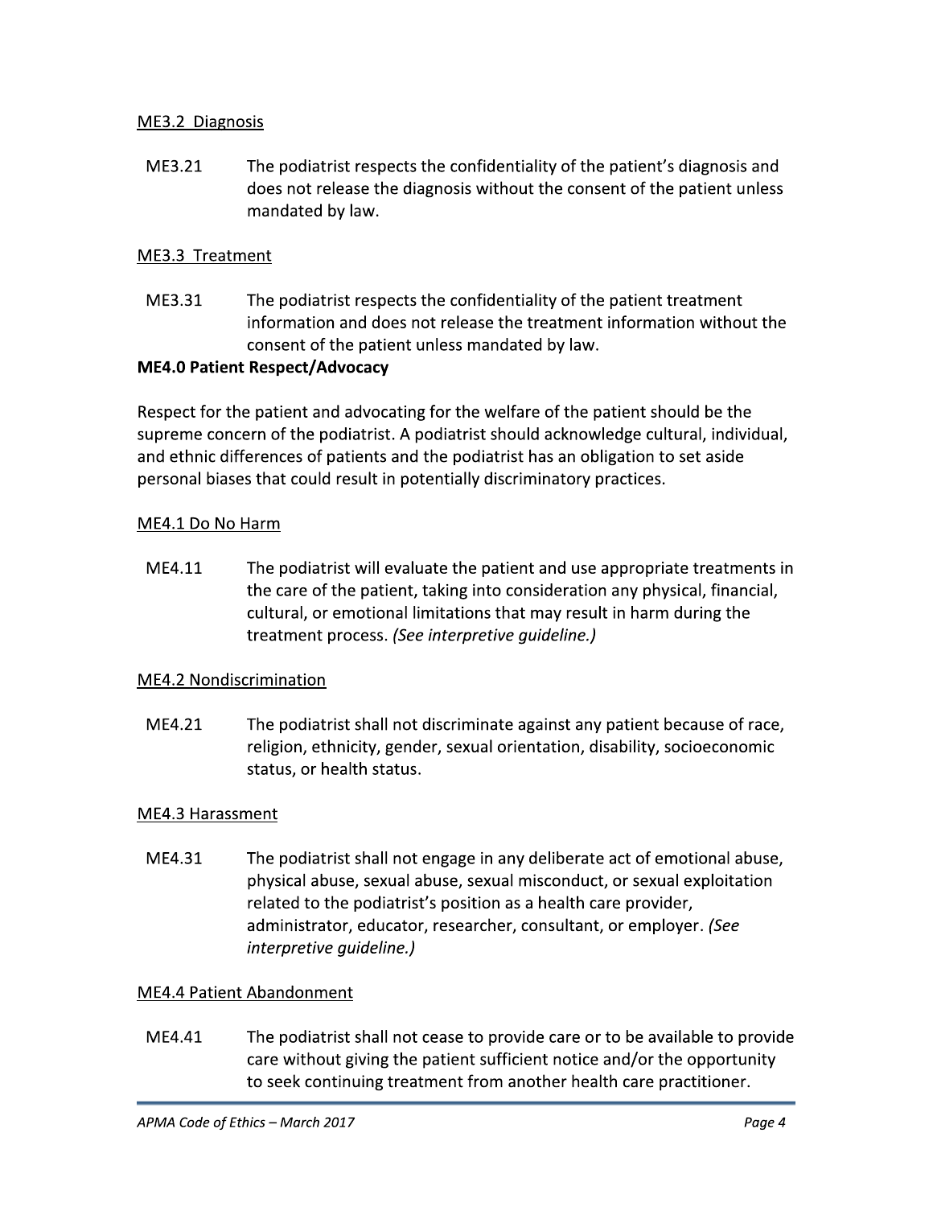ME3.2 Diagnosis

ME3.21 The podiatrist respects the confidentiality of the patient's diagnosis and does not release the diagnosis without the consent of the patient unless mandated by law.

ME3.3 Treatment

ME3.31 The podiatrist respects the confidentiality of the patient treatment information and does not release the treatment information without the consent of the patient unless mandated by law.

**ME4.0 Patient Respect/Advocacy**

Respect for the patient and advocating for the welfare of the patient should be the supreme concern of the podiatrist. A podiatrist should acknowledge cultural, individual, and ethnic differences of patients and the podiatrist has an obligation to set aside personal biases that could result in potentially discriminatory practices.

ME4.1 Do No Harm

ME4.11 The podiatrist will evaluate the patient and use appropriate treatments in the care of the patient, taking into consideration any physical, financial, cultural, or emotional limitations that may result in harm during the treatment process. *(See interpretive guideline.)*

ME4.2 Nondiscrimination

ME4.21 The podiatrist shall not discriminate against any patient because of race, religion, ethnicity, gender, sexual orientation, disability, socioeconomic status, or health status.

ME4.3 Harassment

ME4.31 The podiatrist shall not engage in any deliberate act of emotional abuse, physical abuse, sexual abuse, sexual misconduct, or sexual exploitation related to the podiatrist's position as a health care provider, administrator, educator, researcher, consultant, or employer. *(See interpretive guideline.)*

ME4.4 Patient Abandonment

ME4.41 The podiatrist shall not cease to provide care or to be available to provide care without giving the patient sufficient notice and/or the opportunity to seek continuing treatment from another health care practitioner.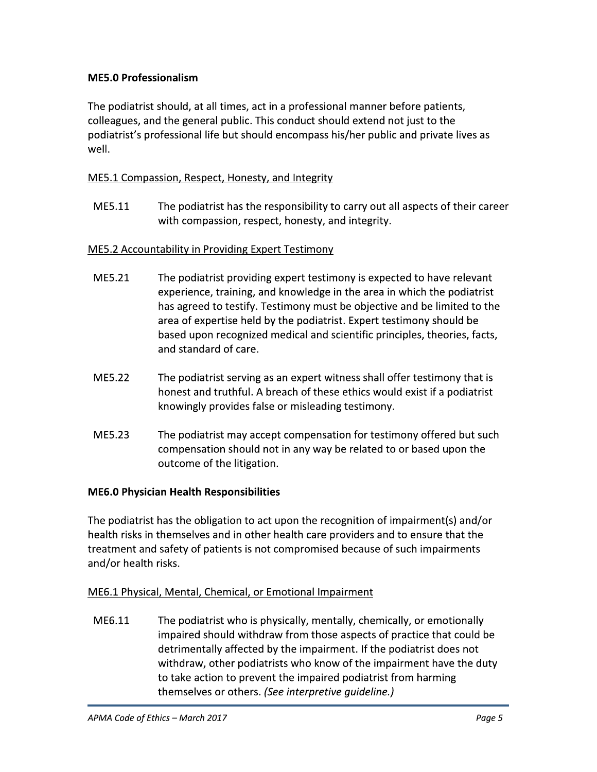**ME5.0 Professionalism**

The podiatrist should, at all times, act in a professional manner before patients, colleagues, and the general public. This conduct should extend not just to the podiatrist's professional life but should encompass his/her public and private lives as well.

<u>ME5.1 Compassion, Respect, Honesty, and Integrity</u>

ME5.11 The podiatrist has the responsibility to carry out all aspects of their career with compassion, respect, honesty, and integrity.

<u>ME5.2 Accountability in Providing Expert Testimony</u>

ME5.21 The podiatrist providing expert testimony is expected to have relevant experience, training, and knowledge in the area in which the podiatrist has agreed to testify. Testimony must be objective and be limited to the area of expertise held by the podiatrist. Expert testimony should be based upon recognized medical and scientific principles, theories, facts, and standard of care.

ME5.22 The podiatrist serving as an expert witness shall offer testimony that is honest and truthful. A breach of these ethics would exist if a podiatrist knowingly provides false or misleading testimony.

ME5.23 The podiatrist may accept compensation for testimony offered but such compensation should not in any way be related to or based upon the outcome of the litigation.

**ME6.0 Physician Health Responsibilities**

The podiatrist has the obligation to act upon the recognition of impairment(s) and/or health risks in themselves and in other health care providers and to ensure that the treatment and safety of patients is not compromised because of such impairments and/or health risks.

<u>ME6.1 Physical, Mental, Chemical, or Emotional Impairment</u>

ME6.11 The podiatrist who is physically, mentally, chemically, or emotionally impaired should withdraw from those aspects of practice that could be detrimentally affected by the impairment. If the podiatrist does not withdraw, other podiatrists who know of the impairment have the duty to take action to prevent the impaired podiatrist from harming themselves or others. *(See interpretive guideline.)*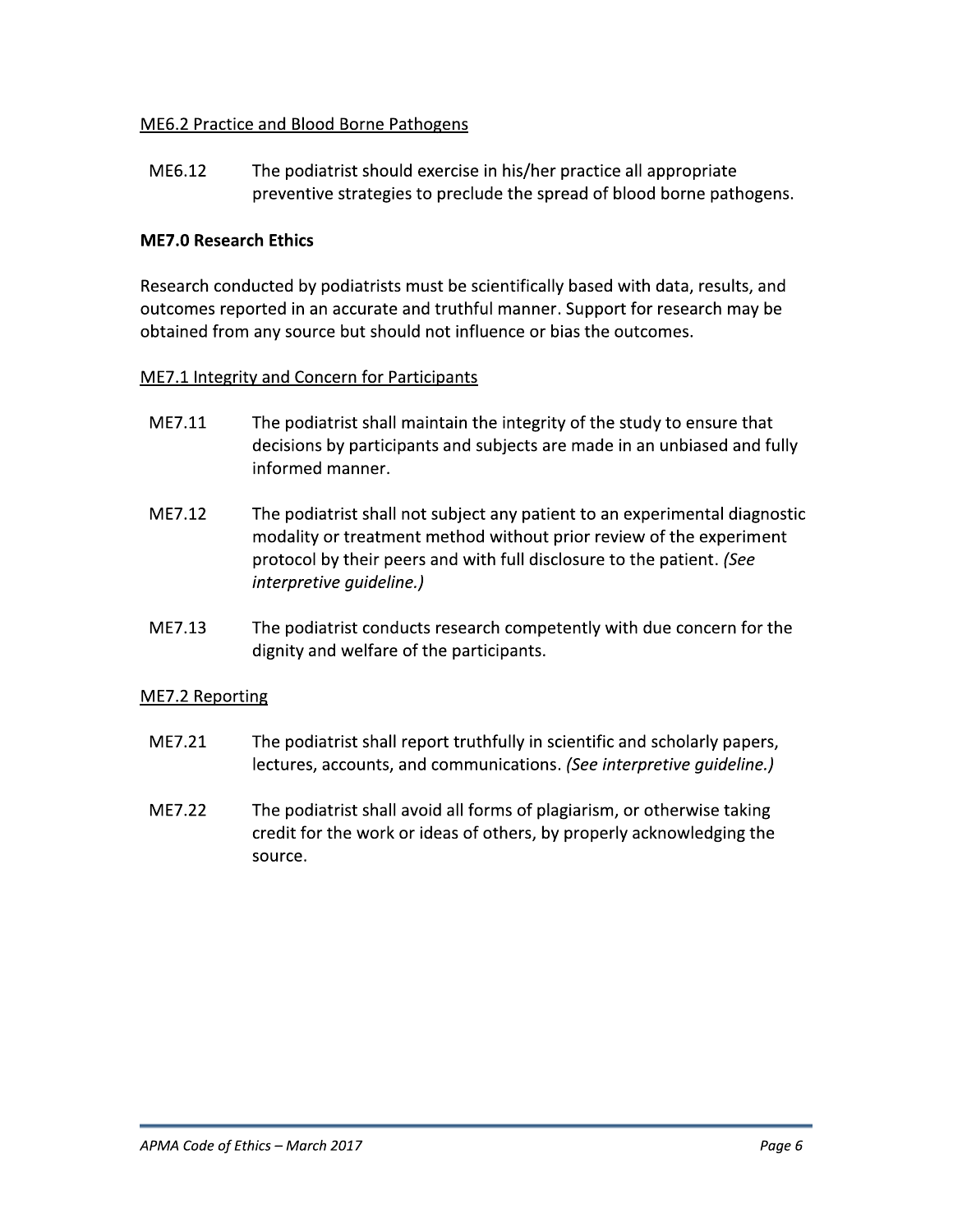ME6.2 Practice and Blood Borne Pathogens

ME6.12 The podiatrist should exercise in his/her practice all appropriate preventive strategies to preclude the spread of blood borne pathogens.

## ME7.0 Research Ethics

Research conducted by podiatrists must be scientifically based with data, results, and outcomes reported in an accurate and truthful manner. Support for research may be obtained from any source but should not influence or bias the outcomes.

ME7.1 Integrity and Concern for Participants

ME7.11 The podiatrist shall maintain the integrity of the study to ensure that decisions by participants and subjects are made in an unbiased and fully informed manner.

ME7.12 The podiatrist shall not subject any patient to an experimental diagnostic modality or treatment method without prior review of the experiment protocol by their peers and with full disclosure to the patient. *(See interpretive guideline.)*

ME7.13 The podiatrist conducts research competently with due concern for the dignity and welfare of the participants.

ME7.2 Reporting

ME7.21 The podiatrist shall report truthfully in scientific and scholarly papers, lectures, accounts, and communications. *(See interpretive guideline.)*

ME7.22 The podiatrist shall avoid all forms of plagiarism, or otherwise taking credit for the work or ideas of others, by properly acknowledging the source.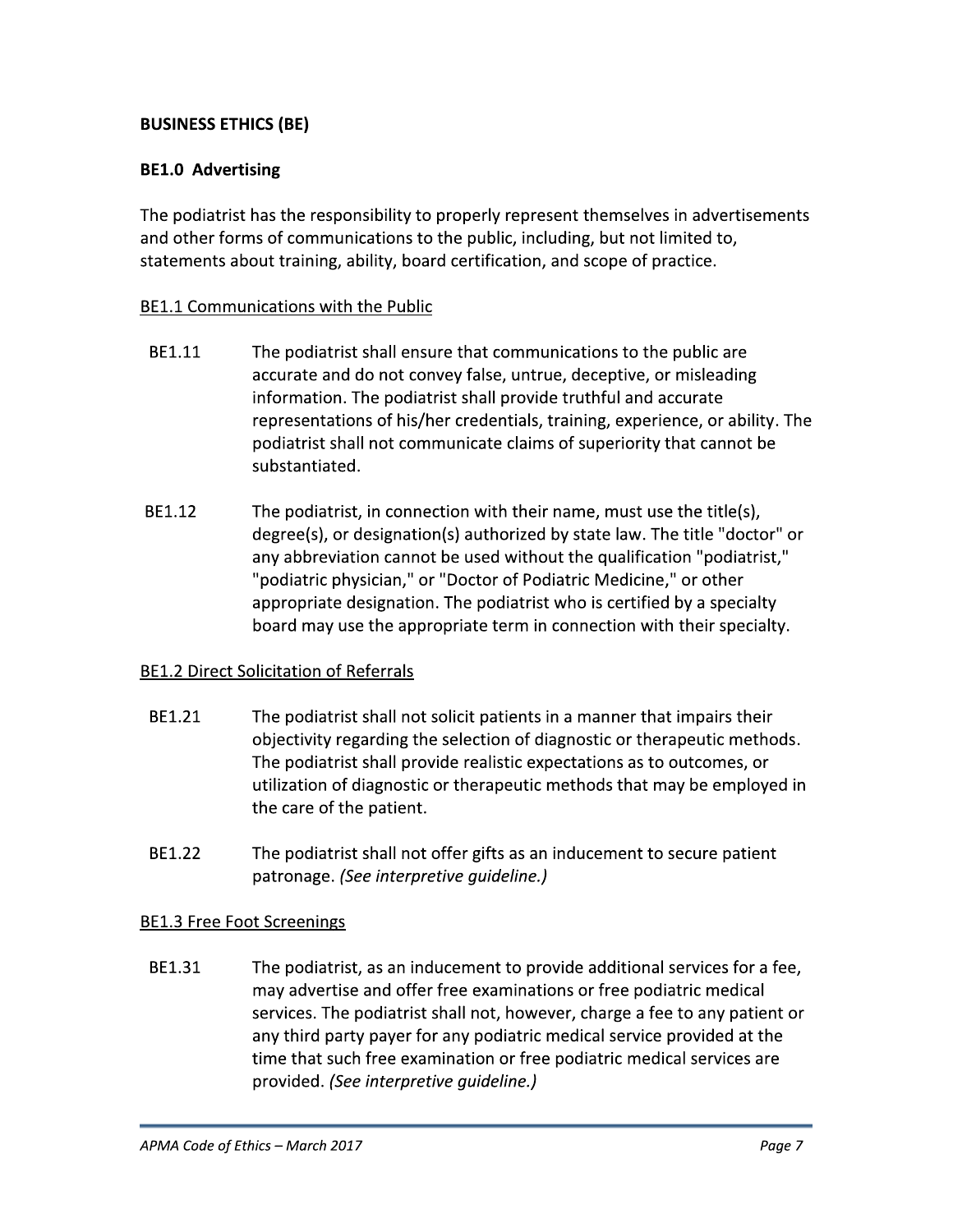**BUSINESS ETHICS (BE)**

**BE1.0 Advertising**

The podiatrist has the responsibility to properly represent themselves in advertisements and other forms of communications to the public, including, but not limited to, statements about training, ability, board certification, and scope of practice.

<u>BE1.1 Communications with the Public</u>

BE1.11 The podiatrist shall ensure that communications to the public are accurate and do not convey false, untrue, deceptive, or misleading information. The podiatrist shall provide truthful and accurate representations of his/her credentials, training, experience, or ability. The podiatrist shall not communicate claims of superiority that cannot be substantiated.

BE1.12 The podiatrist, in connection with their name, must use the title(s), degree(s), or designation(s) authorized by state law. The title "doctor" or any abbreviation cannot be used without the qualification "podiatrist," "podiatric physician," or "Doctor of Podiatric Medicine," or other appropriate designation. The podiatrist who is certified by a specialty board may use the appropriate term in connection with their specialty.

<u>BE1.2 Direct Solicitation of Referrals</u>

BE1.21 The podiatrist shall not solicit patients in a manner that impairs their objectivity regarding the selection of diagnostic or therapeutic methods. The podiatrist shall provide realistic expectations as to outcomes, or utilization of diagnostic or therapeutic methods that may be employed in the care of the patient.

BE1.22 The podiatrist shall not offer gifts as an inducement to secure patient patronage. *(See interpretive guideline.)*

<u>BE1.3 Free Foot Screenings</u>

BE1.31 The podiatrist, as an inducement to provide additional services for a fee, may advertise and offer free examinations or free podiatric medical services. The podiatrist shall not, however, charge a fee to any patient or any third party payer for any podiatric medical service provided at the time that such free examination or free podiatric medical services are provided. *(See interpretive guideline.)*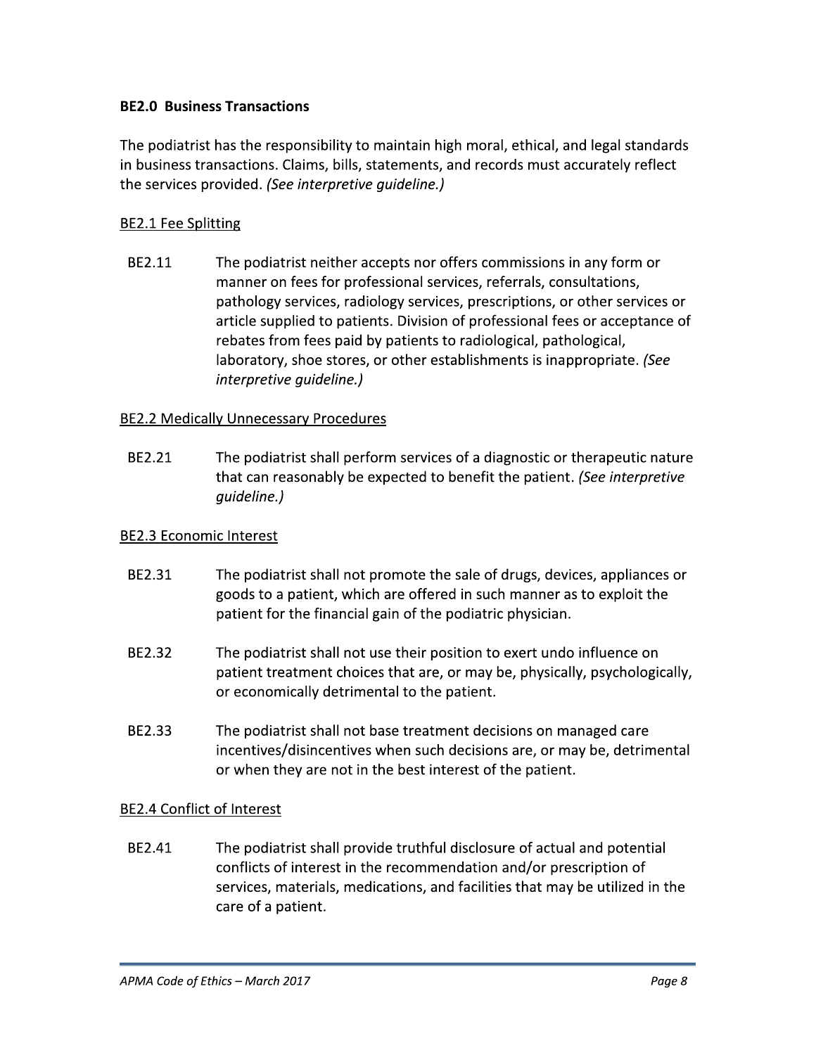**BE2.0 Business Transactions**

The podiatrist has the responsibility to maintain high moral, ethical, and legal standards in business transactions. Claims, bills, statements, and records must accurately reflect the services provided. *(See interpretive guideline.)*

BE2.1 Fee Splitting

BE2.11 The podiatrist neither accepts nor offers commissions in any form or manner on fees for professional services, referrals, consultations, pathology services, radiology services, prescriptions, or other services or article supplied to patients. Division of professional fees or acceptance of rebates from fees paid by patients to radiological, pathological, laboratory, shoe stores, or other establishments is inappropriate. *(See interpretive guideline.)*

BE2.2 Medically Unnecessary Procedures

BE2.21 The podiatrist shall perform services of a diagnostic or therapeutic nature that can reasonably be expected to benefit the patient. *(See interpretive guideline.)*

BE2.3 Economic Interest

BE2.31 The podiatrist shall not promote the sale of drugs, devices, appliances or goods to a patient, which are offered in such manner as to exploit the patient for the financial gain of the podiatric physician.

BE2.32 The podiatrist shall not use their position to exert undo influence on patient treatment choices that are, or may be, physically, psychologically, or economically detrimental to the patient.

BE2.33 The podiatrist shall not base treatment decisions on managed care incentives/disincentives when such decisions are, or may be, detrimental or when they are not in the best interest of the patient.

BE2.4 Conflict of Interest

BE2.41 The podiatrist shall provide truthful disclosure of actual and potential conflicts of interest in the recommendation and/or prescription of services, materials, medications, and facilities that may be utilized in the care of a patient.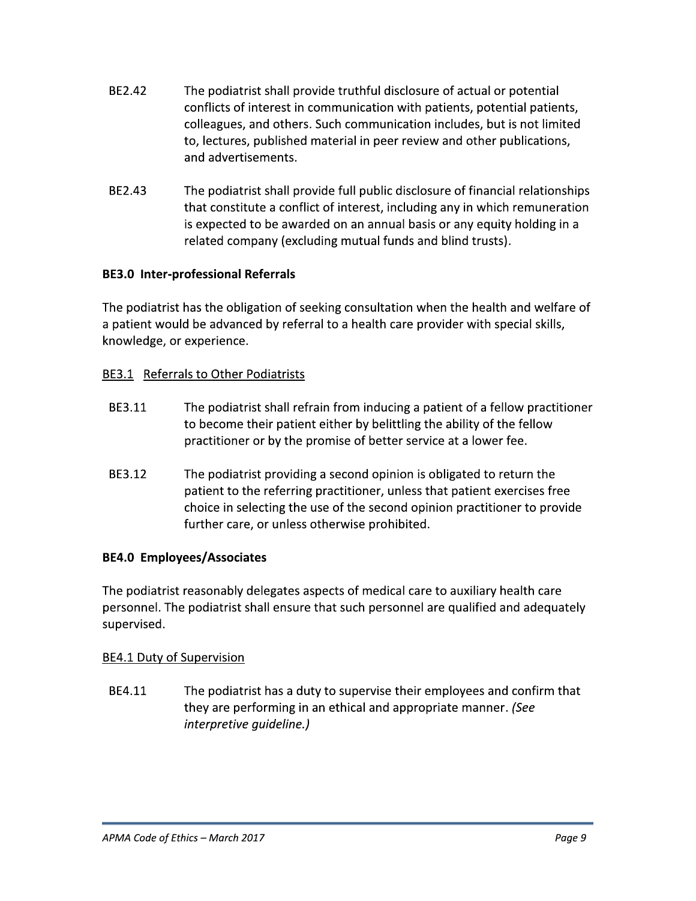BE2.42 The podiatrist shall provide truthful disclosure of actual or potential conflicts of interest in communication with patients, potential patients, colleagues, and others. Such communication includes, but is not limited to, lectures, published material in peer review and other publications, and advertisements.

BE2.43 The podiatrist shall provide full public disclosure of financial relationships that constitute a conflict of interest, including any in which remuneration is expected to be awarded on an annual basis or any equity holding in a related company (excluding mutual funds and blind trusts).

### BE3.0 Inter-professional Referrals

The podiatrist has the obligation of seeking consultation when the health and welfare of a patient would be advanced by referral to a health care provider with special skills, knowledge, or experience.

#### BE3.1 Referrals to Other Podiatrists

BE3.11 The podiatrist shall refrain from inducing a patient of a fellow practitioner to become their patient either by belittling the ability of the fellow practitioner or by the promise of better service at a lower fee.

BE3.12 The podiatrist providing a second opinion is obligated to return the patient to the referring practitioner, unless that patient exercises free choice in selecting the use of the second opinion practitioner to provide further care, or unless otherwise prohibited.

### BE4.0 Employees/Associates

The podiatrist reasonably delegates aspects of medical care to auxiliary health care personnel. The podiatrist shall ensure that such personnel are qualified and adequately supervised.

#### BE4.1 Duty of Supervision

BE4.11 The podiatrist has a duty to supervise their employees and confirm that they are performing in an ethical and appropriate manner. *(See interpretive guideline.)*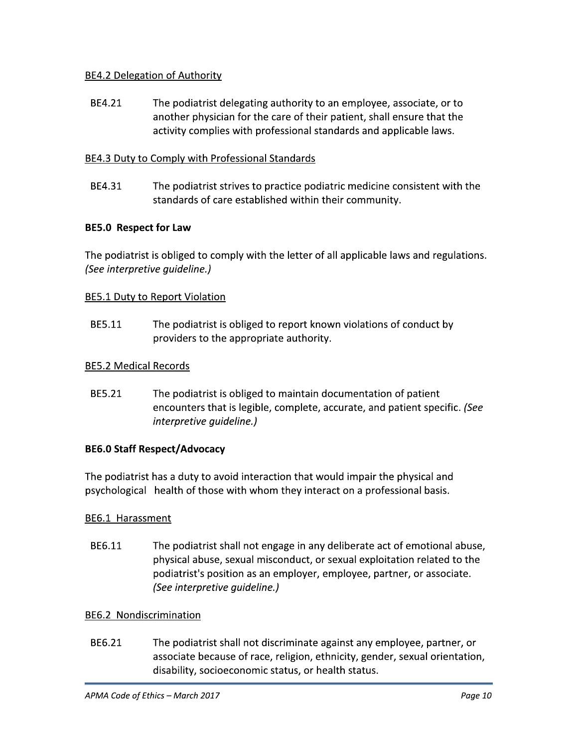BE4.2 Delegation of Authority

BE4.21 The podiatrist delegating authority to an employee, associate, or to another physician for the care of their patient, shall ensure that the activity complies with professional standards and applicable laws.

BE4.3 Duty to Comply with Professional Standards

BE4.31 The podiatrist strives to practice podiatric medicine consistent with the standards of care established within their community.

### BE5.0 Respect for Law

The podiatrist is obliged to comply with the letter of all applicable laws and regulations. *(See interpretive guideline.)*

BE5.1 Duty to Report Violation

BE5.11 The podiatrist is obliged to report known violations of conduct by providers to the appropriate authority.

BE5.2 Medical Records

BE5.21 The podiatrist is obliged to maintain documentation of patient encounters that is legible, complete, accurate, and patient specific. *(See interpretive guideline.)*

### BE6.0 Staff Respect/Advocacy

The podiatrist has a duty to avoid interaction that would impair the physical and psychological health of those with whom they interact on a professional basis.

BE6.1 Harassment

BE6.11 The podiatrist shall not engage in any deliberate act of emotional abuse, physical abuse, sexual misconduct, or sexual exploitation related to the podiatrist's position as an employer, employee, partner, or associate. *(See interpretive guideline.)*

BE6.2 Nondiscrimination

BE6.21 The podiatrist shall not discriminate against any employee, partner, or associate because of race, religion, ethnicity, gender, sexual orientation, disability, socioeconomic status, or health status.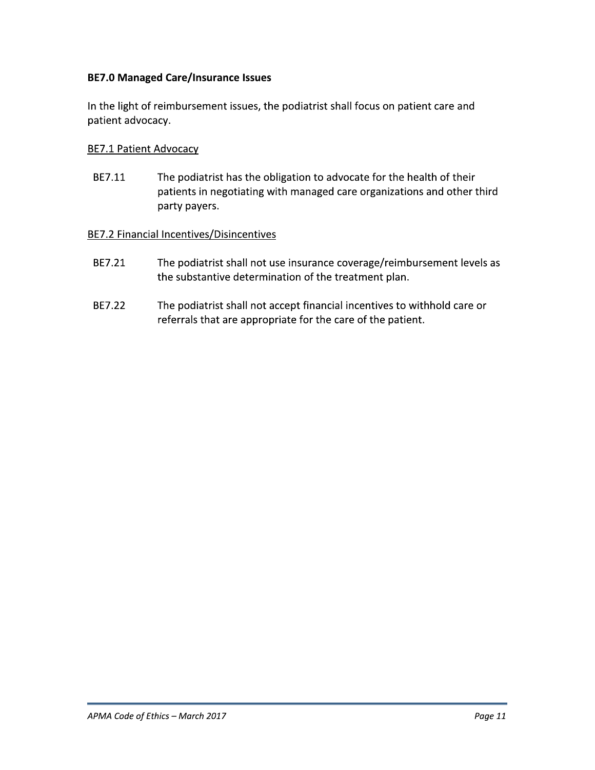**BE7.0 Managed Care/Insurance Issues**

In the light of reimbursement issues, the podiatrist shall focus on patient care and patient advocacy.

<u>BE7.1 Patient Advocacy</u>

BE7.11 The podiatrist has the obligation to advocate for the health of their patients in negotiating with managed care organizations and other third party payers.

<u>BE7.2 Financial Incentives/Disincentives</u>

BE7.21 The podiatrist shall not use insurance coverage/reimbursement levels as the substantive determination of the treatment plan.

BE7.22 The podiatrist shall not accept financial incentives to withhold care or referrals that are appropriate for the care of the patient.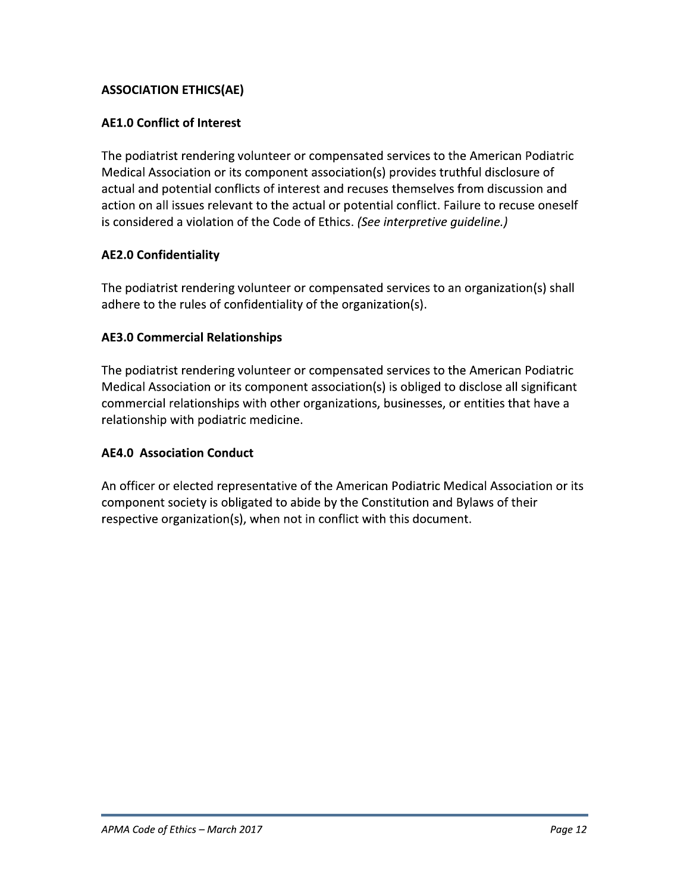## ASSOCIATION ETHICS(AE)

### AE1.0 Conflict of Interest

The podiatrist rendering volunteer or compensated services to the American Podiatric Medical Association or its component association(s) provides truthful disclosure of actual and potential conflicts of interest and recuses themselves from discussion and action on all issues relevant to the actual or potential conflict. Failure to recuse oneself is considered a violation of the Code of Ethics. *(See interpretive guideline.)*

### AE2.0 Confidentiality

The podiatrist rendering volunteer or compensated services to an organization(s) shall adhere to the rules of confidentiality of the organization(s).

### AE3.0 Commercial Relationships

The podiatrist rendering volunteer or compensated services to the American Podiatric Medical Association or its component association(s) is obliged to disclose all significant commercial relationships with other organizations, businesses, or entities that have a relationship with podiatric medicine.

### AE4.0 Association Conduct

An officer or elected representative of the American Podiatric Medical Association or its component society is obligated to abide by the Constitution and Bylaws of their respective organization(s), when not in conflict with this document.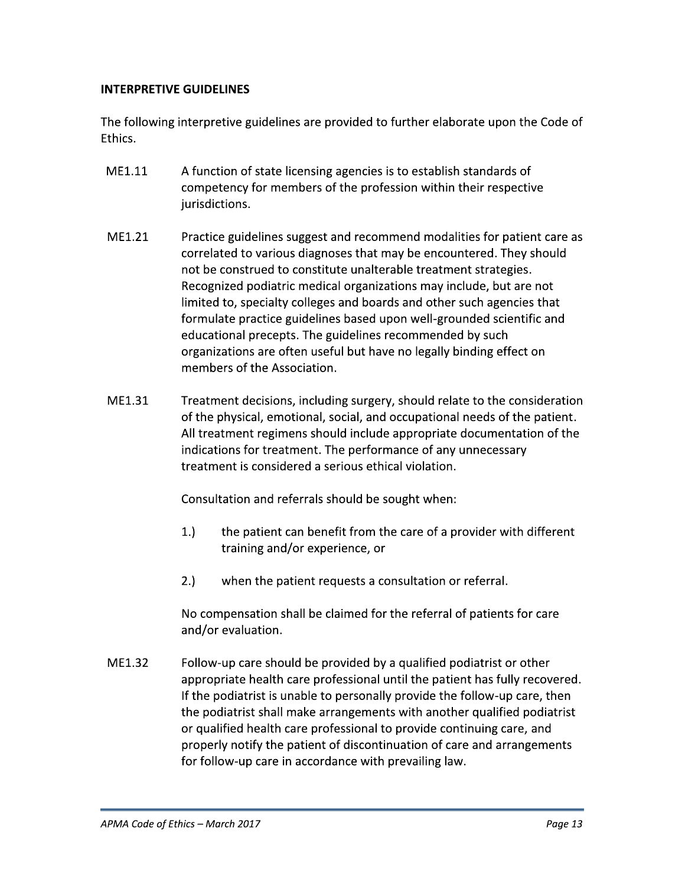**INTERPRETIVE GUIDELINES**

The following interpretive guidelines are provided to further elaborate upon the Code of Ethics.

ME1.11 A function of state licensing agencies is to establish standards of competency for members of the profession within their respective jurisdictions.

ME1.21 Practice guidelines suggest and recommend modalities for patient care as correlated to various diagnoses that may be encountered. They should not be construed to constitute unalterable treatment strategies. Recognized podiatric medical organizations may include, but are not limited to, specialty colleges and boards and other such agencies that formulate practice guidelines based upon well-grounded scientific and educational precepts. The guidelines recommended by such organizations are often useful but have no legally binding effect on members of the Association.

ME1.31 Treatment decisions, including surgery, should relate to the consideration of the physical, emotional, social, and occupational needs of the patient. All treatment regimens should include appropriate documentation of the indications for treatment. The performance of any unnecessary treatment is considered a serious ethical violation.

Consultation and referrals should be sought when:

1.) the patient can benefit from the care of a provider with different training and/or experience, or

2.) when the patient requests a consultation or referral.

No compensation shall be claimed for the referral of patients for care and/or evaluation.

ME1.32 Follow-up care should be provided by a qualified podiatrist or other appropriate health care professional until the patient has fully recovered. If the podiatrist is unable to personally provide the follow-up care, then the podiatrist shall make arrangements with another qualified podiatrist or qualified health care professional to provide continuing care, and properly notify the patient of discontinuation of care and arrangements for follow-up care in accordance with prevailing law.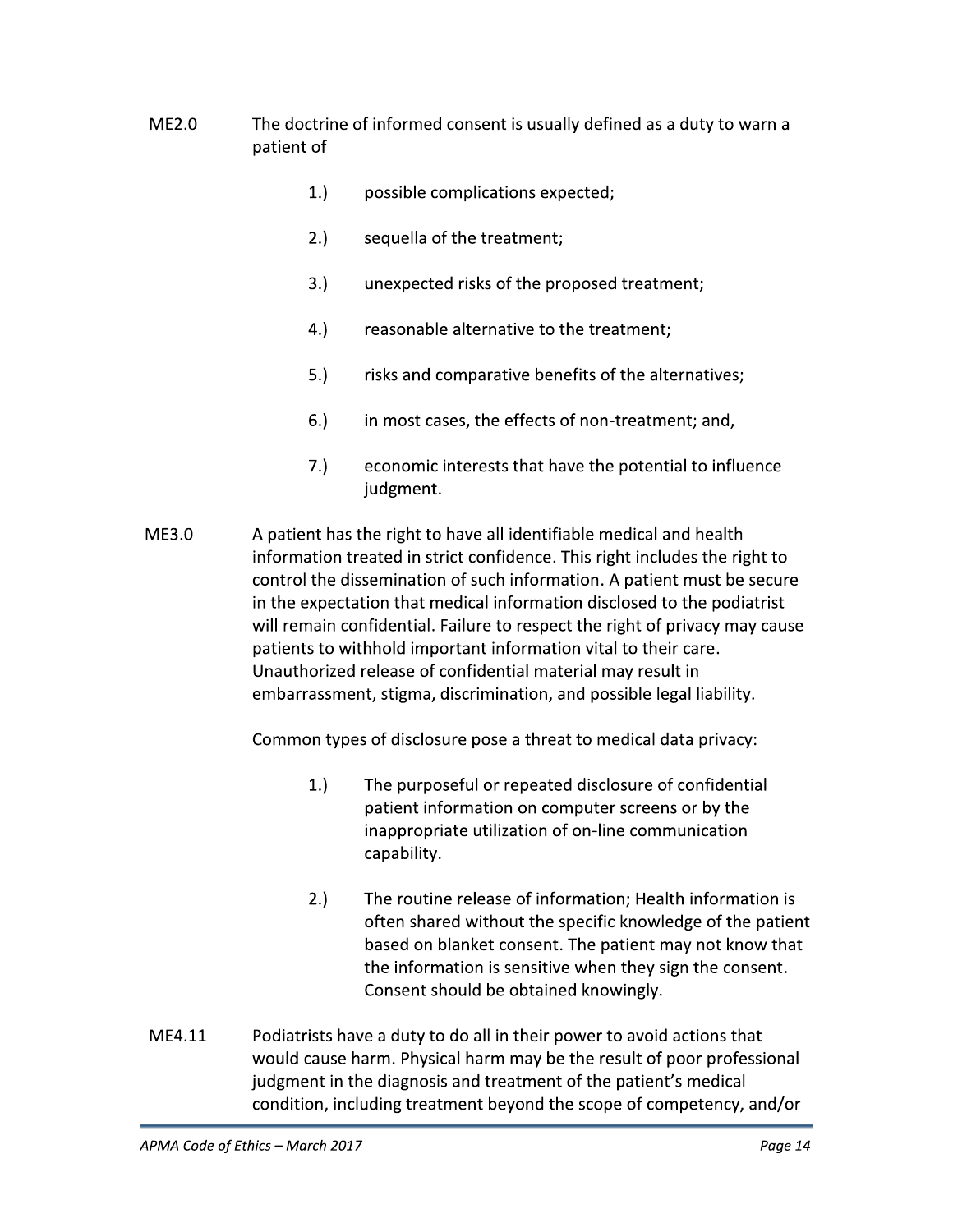ME2.0 The doctrine of informed consent is usually defined as a duty to warn a patient of

1.) possible complications expected;

2.) sequella of the treatment;

3.) unexpected risks of the proposed treatment;

4.) reasonable alternative to the treatment;

5.) risks and comparative benefits of the alternatives;

6.) in most cases, the effects of non-treatment; and,

7.) economic interests that have the potential to influence judgment.

ME3.0 A patient has the right to have all identifiable medical and health information treated in strict confidence. This right includes the right to control the dissemination of such information. A patient must be secure in the expectation that medical information disclosed to the podiatrist will remain confidential. Failure to respect the right of privacy may cause patients to withhold important information vital to their care. Unauthorized release of confidential material may result in embarrassment, stigma, discrimination, and possible legal liability.

Common types of disclosure pose a threat to medical data privacy:

1.) The purposeful or repeated disclosure of confidential patient information on computer screens or by the inappropriate utilization of on-line communication capability.

2.) The routine release of information; Health information is often shared without the specific knowledge of the patient based on blanket consent. The patient may not know that the information is sensitive when they sign the consent. Consent should be obtained knowingly.

ME4.11 Podiatrists have a duty to do all in their power to avoid actions that would cause harm. Physical harm may be the result of poor professional judgment in the diagnosis and treatment of the patient's medical condition, including treatment beyond the scope of competency, and/or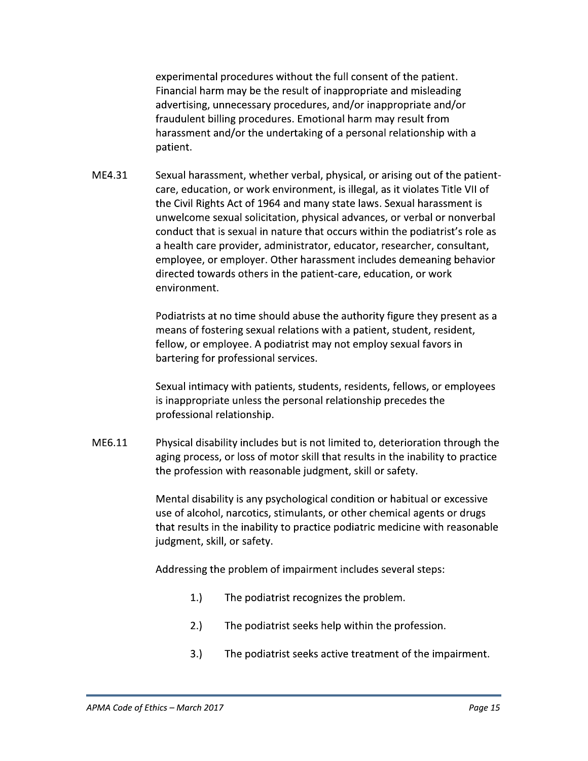experimental procedures without the full consent of the patient. Financial harm may be the result of inappropriate and misleading advertising, unnecessary procedures, and/or inappropriate and/or fraudulent billing procedures. Emotional harm may result from harassment and/or the undertaking of a personal relationship with a patient.

**ME4.31** Sexual harassment, whether verbal, physical, or arising out of the patient-care, education, or work environment, is illegal, as it violates Title VII of the Civil Rights Act of 1964 and many state laws. Sexual harassment is unwelcome sexual solicitation, physical advances, or verbal or nonverbal conduct that is sexual in nature that occurs within the podiatrist's role as a health care provider, administrator, educator, researcher, consultant, employee, or employer. Other harassment includes demeaning behavior directed towards others in the patient-care, education, or work environment.

Podiatrists at no time should abuse the authority figure they present as a means of fostering sexual relations with a patient, student, resident, fellow, or employee. A podiatrist may not employ sexual favors in bartering for professional services.

Sexual intimacy with patients, students, residents, fellows, or employees is inappropriate unless the personal relationship precedes the professional relationship.

**ME6.11** Physical disability includes but is not limited to, deterioration through the aging process, or loss of motor skill that results in the inability to practice the profession with reasonable judgment, skill or safety.

Mental disability is any psychological condition or habitual or excessive use of alcohol, narcotics, stimulants, or other chemical agents or drugs that results in the inability to practice podiatric medicine with reasonable judgment, skill, or safety.

Addressing the problem of impairment includes several steps:

1.) The podiatrist recognizes the problem.

2.) The podiatrist seeks help within the profession.

3.) The podiatrist seeks active treatment of the impairment.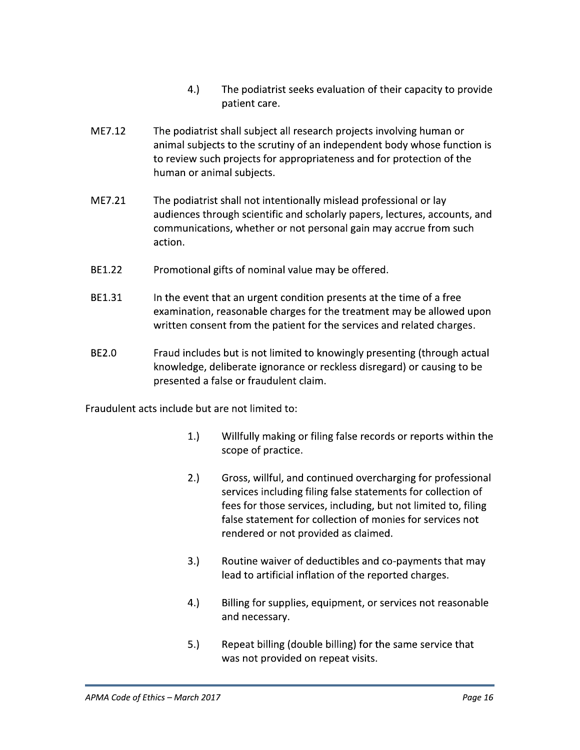4.) The podiatrist seeks evaluation of their capacity to provide patient care.

ME7.12 The podiatrist shall subject all research projects involving human or animal subjects to the scrutiny of an independent body whose function is to review such projects for appropriateness and for protection of the human or animal subjects.

ME7.21 The podiatrist shall not intentionally mislead professional or lay audiences through scientific and scholarly papers, lectures, accounts, and communications, whether or not personal gain may accrue from such action.

BE1.22 Promotional gifts of nominal value may be offered.

BE1.31 In the event that an urgent condition presents at the time of a free examination, reasonable charges for the treatment may be allowed upon written consent from the patient for the services and related charges.

BE2.0 Fraud includes but is not limited to knowingly presenting (through actual knowledge, deliberate ignorance or reckless disregard) or causing to be presented a false or fraudulent claim.

Fraudulent acts include but are not limited to:

1.) Willfully making or filing false records or reports within the scope of practice.

2.) Gross, willful, and continued overcharging for professional services including filing false statements for collection of fees for those services, including, but not limited to, filing false statement for collection of monies for services not rendered or not provided as claimed.

3.) Routine waiver of deductibles and co-payments that may lead to artificial inflation of the reported charges.

4.) Billing for supplies, equipment, or services not reasonable and necessary.

5.) Repeat billing (double billing) for the same service that was not provided on repeat visits.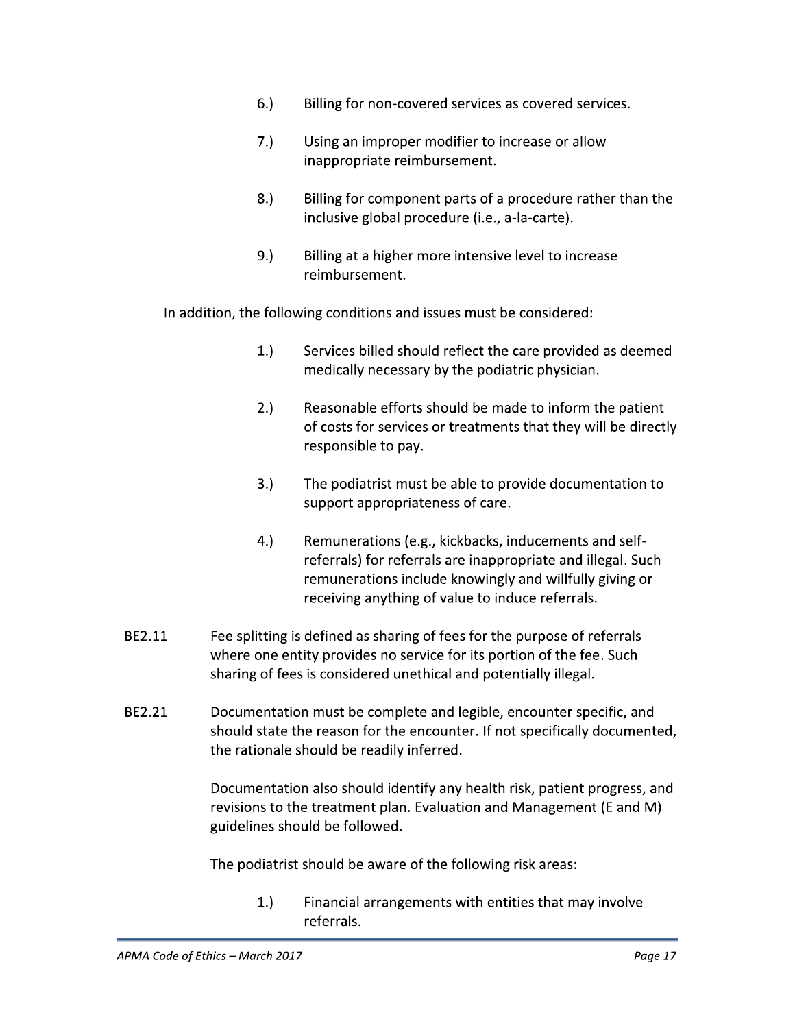6.) Billing for non-covered services as covered services.

7.) Using an improper modifier to increase or allow inappropriate reimbursement.

8.) Billing for component parts of a procedure rather than the inclusive global procedure (i.e., a-la-carte).

9.) Billing at a higher more intensive level to increase reimbursement.

In addition, the following conditions and issues must be considered:

1.) Services billed should reflect the care provided as deemed medically necessary by the podiatric physician.

2.) Reasonable efforts should be made to inform the patient of costs for services or treatments that they will be directly responsible to pay.

3.) The podiatrist must be able to provide documentation to support appropriateness of care.

4.) Remunerations (e.g., kickbacks, inducements and self-referrals) for referrals are inappropriate and illegal. Such remunerations include knowingly and willfully giving or receiving anything of value to induce referrals.

BE2.11 Fee splitting is defined as sharing of fees for the purpose of referrals where one entity provides no service for its portion of the fee. Such sharing of fees is considered unethical and potentially illegal.

BE2.21 Documentation must be complete and legible, encounter specific, and should state the reason for the encounter. If not specifically documented, the rationale should be readily inferred.

Documentation also should identify any health risk, patient progress, and revisions to the treatment plan. Evaluation and Management (E and M) guidelines should be followed.

The podiatrist should be aware of the following risk areas:

1.) Financial arrangements with entities that may involve referrals.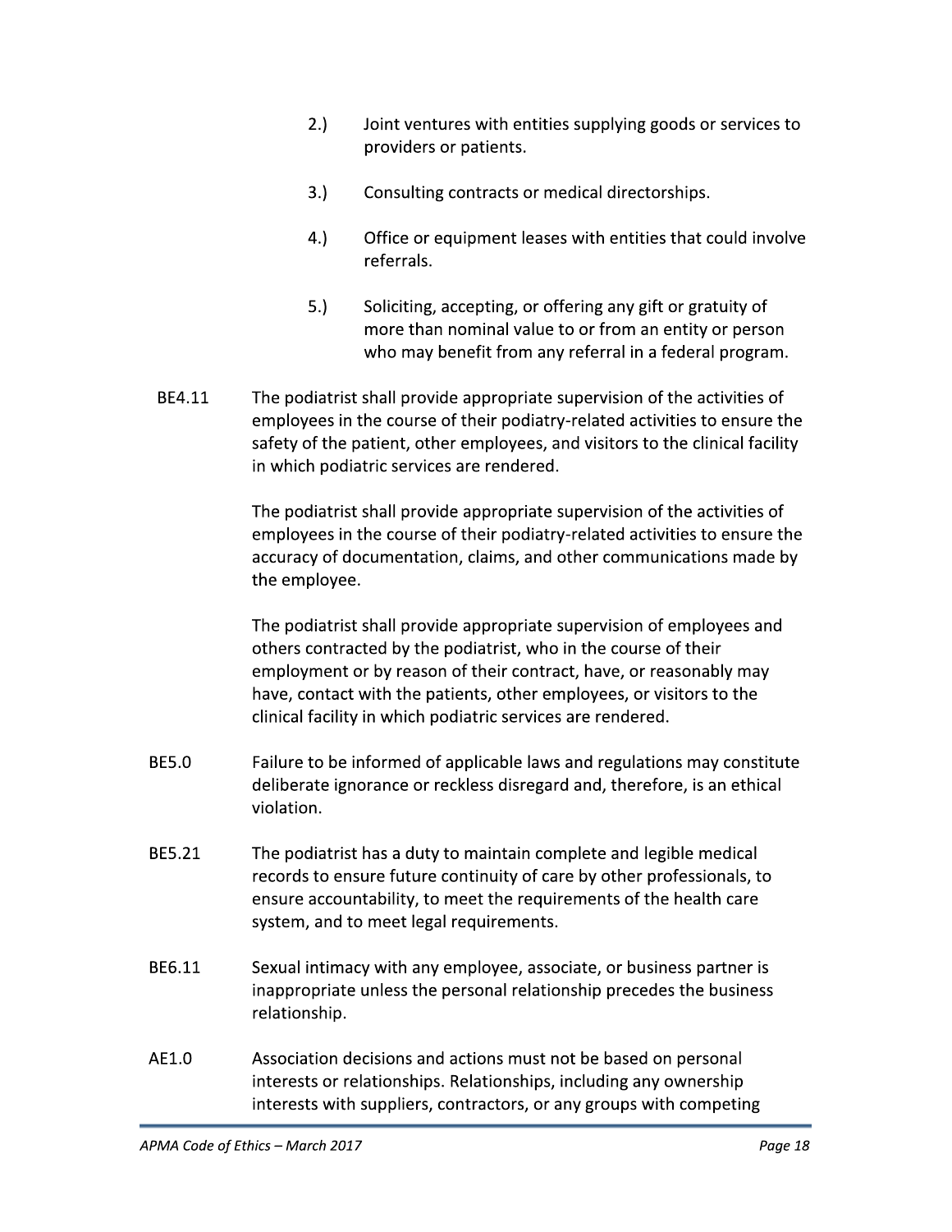2.) Joint ventures with entities supplying goods or services to providers or patients.

3.) Consulting contracts or medical directorships.

4.) Office or equipment leases with entities that could involve referrals.

5.) Soliciting, accepting, or offering any gift or gratuity of more than nominal value to or from an entity or person who may benefit from any referral in a federal program.

**BE4.11** The podiatrist shall provide appropriate supervision of the activities of employees in the course of their podiatry-related activities to ensure the safety of the patient, other employees, and visitors to the clinical facility in which podiatric services are rendered.

The podiatrist shall provide appropriate supervision of the activities of employees in the course of their podiatry-related activities to ensure the accuracy of documentation, claims, and other communications made by the employee.

The podiatrist shall provide appropriate supervision of employees and others contracted by the podiatrist, who in the course of their employment or by reason of their contract, have, or reasonably may have, contact with the patients, other employees, or visitors to the clinical facility in which podiatric services are rendered.

**BE5.0** Failure to be informed of applicable laws and regulations may constitute deliberate ignorance or reckless disregard and, therefore, is an ethical violation.

**BE5.21** The podiatrist has a duty to maintain complete and legible medical records to ensure future continuity of care by other professionals, to ensure accountability, to meet the requirements of the health care system, and to meet legal requirements.

**BE6.11** Sexual intimacy with any employee, associate, or business partner is inappropriate unless the personal relationship precedes the business relationship.

**AE1.0** Association decisions and actions must not be based on personal interests or relationships. Relationships, including any ownership interests with suppliers, contractors, or any groups with competing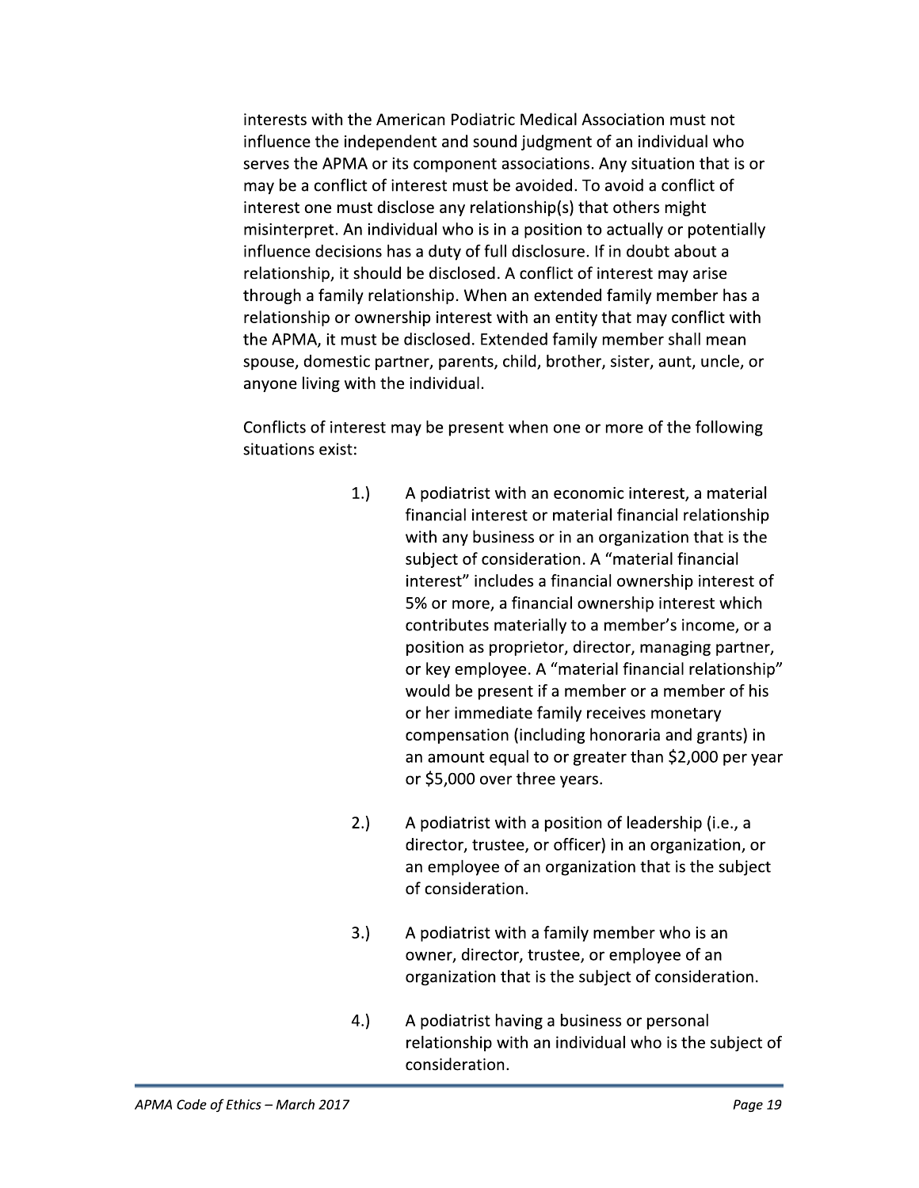interests with the American Podiatric Medical Association must not influence the independent and sound judgment of an individual who serves the APMA or its component associations. Any situation that is or may be a conflict of interest must be avoided. To avoid a conflict of interest one must disclose any relationship(s) that others might misinterpret. An individual who is in a position to actually or potentially influence decisions has a duty of full disclosure. If in doubt about a relationship, it should be disclosed. A conflict of interest may arise through a family relationship. When an extended family member has a relationship or ownership interest with an entity that may conflict with the APMA, it must be disclosed. Extended family member shall mean spouse, domestic partner, parents, child, brother, sister, aunt, uncle, or anyone living with the individual.

Conflicts of interest may be present when one or more of the following situations exist:

1.) A podiatrist with an economic interest, a material financial interest or material financial relationship with any business or in an organization that is the subject of consideration. A "material financial interest" includes a financial ownership interest of 5% or more, a financial ownership interest which contributes materially to a member's income, or a position as proprietor, director, managing partner, or key employee. A "material financial relationship" would be present if a member or a member of his or her immediate family receives monetary compensation (including honoraria and grants) in an amount equal to or greater than $2,000 per year or $5,000 over three years.

2.) A podiatrist with a position of leadership (i.e., a director, trustee, or officer) in an organization, or an employee of an organization that is the subject of consideration.

3.) A podiatrist with a family member who is an owner, director, trustee, or employee of an organization that is the subject of consideration.

4.) A podiatrist having a business or personal relationship with an individual who is the subject of consideration.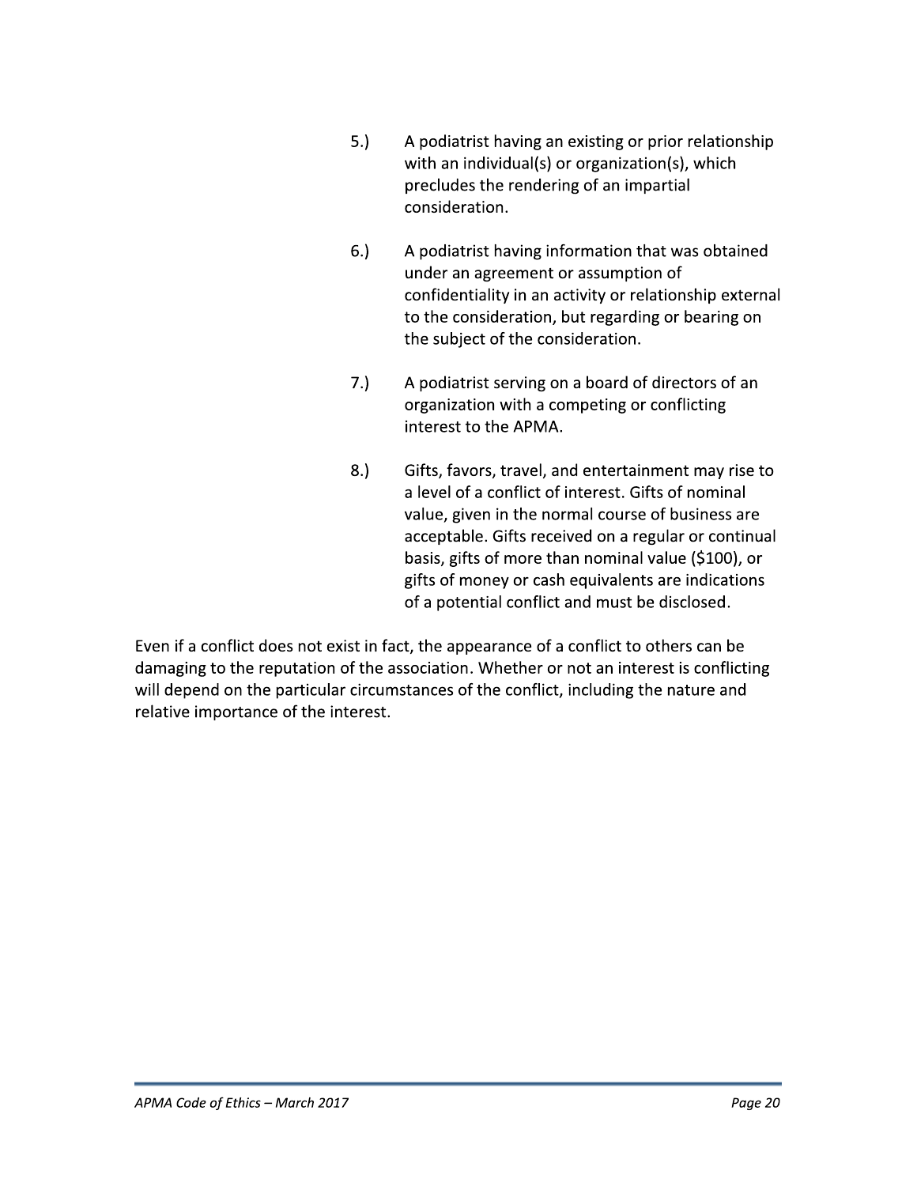5.) A podiatrist having an existing or prior relationship with an individual(s) or organization(s), which precludes the rendering of an impartial consideration.

6.) A podiatrist having information that was obtained under an agreement or assumption of confidentiality in an activity or relationship external to the consideration, but regarding or bearing on the subject of the consideration.

7.) A podiatrist serving on a board of directors of an organization with a competing or conflicting interest to the APMA.

8.) Gifts, favors, travel, and entertainment may rise to a level of a conflict of interest. Gifts of nominal value, given in the normal course of business are acceptable. Gifts received on a regular or continual basis, gifts of more than nominal value ($100), or gifts of money or cash equivalents are indications of a potential conflict and must be disclosed.

Even if a conflict does not exist in fact, the appearance of a conflict to others can be damaging to the reputation of the association. Whether or not an interest is conflicting will depend on the particular circumstances of the conflict, including the nature and relative importance of the interest.